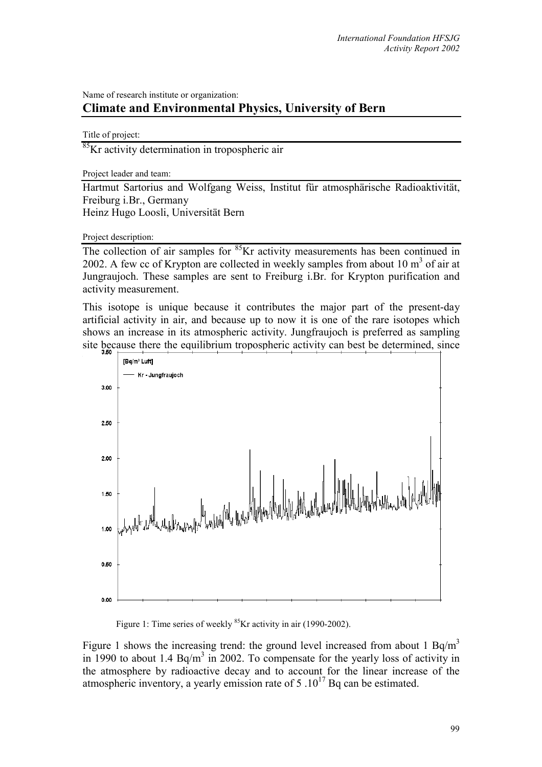Name of research institute or organization:

## Climate and Environmental Physics, University of Bern

Title of project:

$^{85}Kr$ activity determination in tropospheric air

Project leader and team:

Hartmut Sartorius and Wolfgang Weiss, Institut für atmosphärische Radioaktivität, Freiburg i.Br., Germany
Heinz Hugo Loosli, Universität Bern

Project description:

The collection of air samples for $^{85}Kr$ activity measurements has been continued in 2002. A few cc of Krypton are collected in weekly samples from about 10 $m^3$ of air at Jungraujoch. These samples are sent to Freiburg i.Br. for Krypton purification and activity measurement.

This isotope is unique because it contributes the major part of the present-day artificial activity in air, and because up to now it is one of the rare isotopes which shows an increase in its atmospheric activity. Jungfraujoch is preferred as sampling site because there the equilibrium tropospheric activity can best be determined, since

Figure 1: Time series of weekly $^{85}Kr$ activity in air (1990-2002).

Figure 1 shows the increasing trend: the ground level increased from about 1 Bq/$m^3$ in 1990 to about 1.4 Bq/$m^3$ in 2002. To compensate for the yearly loss of activity in the atmosphere by radioactive decay and to account for the linear increase of the atmospheric inventory, a yearly emission rate of $5 \cdot 10^{17}$ Bq can be estimated.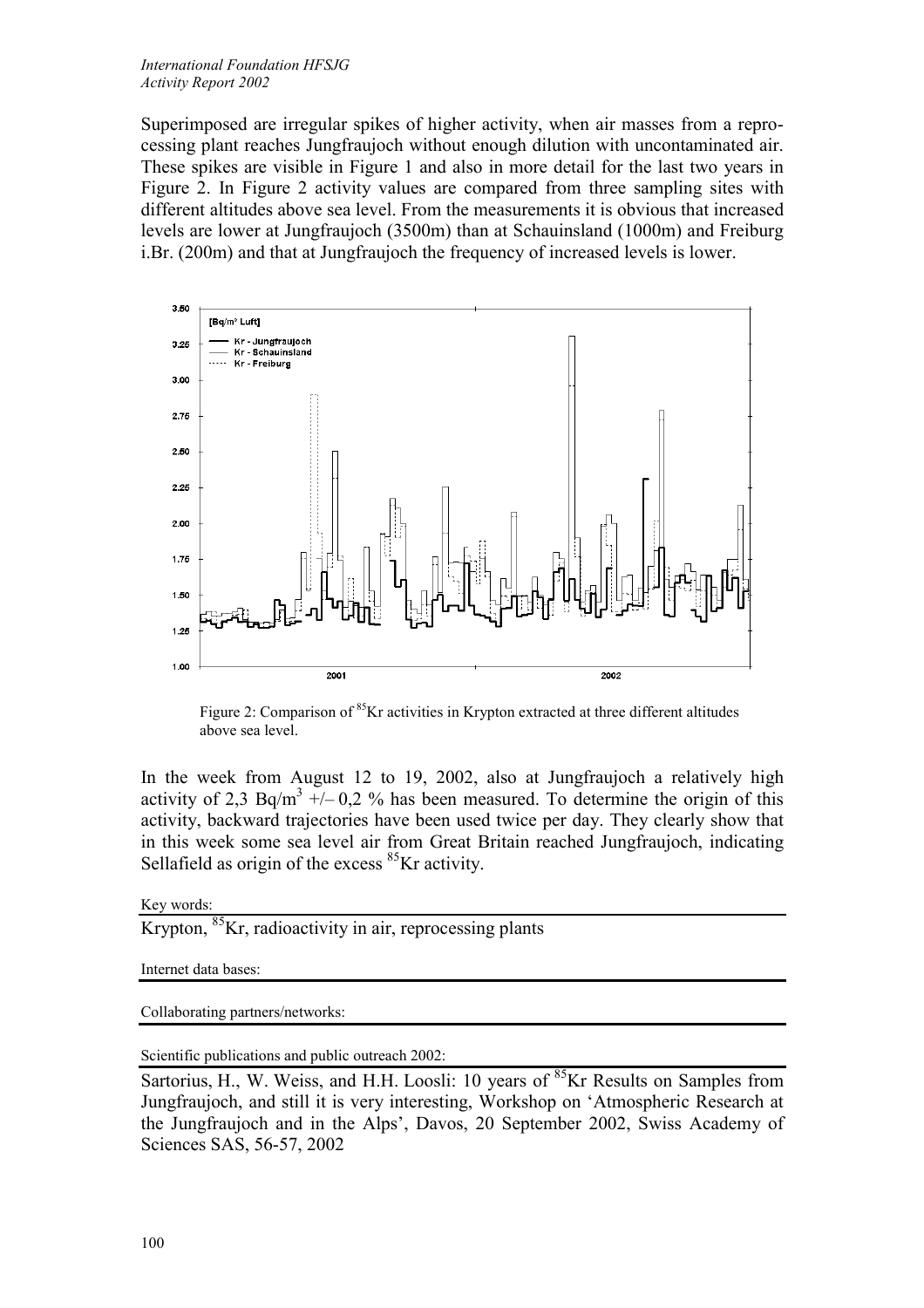Superimposed are irregular spikes of higher activity, when air masses from a reprocessing plant reaches Jungfraujoch without enough dilution with uncontaminated air. These spikes are visible in Figure 1 and also in more detail for the last two years in Figure 2. In Figure 2 activity values are compared from three sampling sites with different altitudes above sea level. From the measurements it is obvious that increased levels are lower at Jungfraujoch (3500m) than at Schauinsland (1000m) and Freiburg i.Br. (200m) and that at Jungfraujoch the frequency of increased levels is lower.

Figure 2: Comparison of $^{85}$Kr activities in Krypton extracted at three different altitudes above sea level.

In the week from August 12 to 19, 2002, also at Jungfraujoch a relatively high activity of 2,3 Bq/m$^3$ +/– 0,2 % has been measured. To determine the origin of this activity, backward trajectories have been used twice per day. They clearly show that in this week some sea level air from Great Britain reached Jungfraujoch, indicating Sellafield as origin of the excess $^{85}$Kr activity.

Key words:

Krypton, $^{85}$Kr, radioactivity in air, reprocessing plants

Internet data bases:

Collaborating partners/networks:

Scientific publications and public outreach 2002:

Sartorius, H., W. Weiss, and H.H. Loosli: 10 years of $^{85}$Kr Results on Samples from Jungfraujoch, and still it is very interesting, Workshop on 'Atmospheric Research at the Jungfraujoch and in the Alps', Davos, 20 September 2002, Swiss Academy of Sciences SAS, 56-57, 2002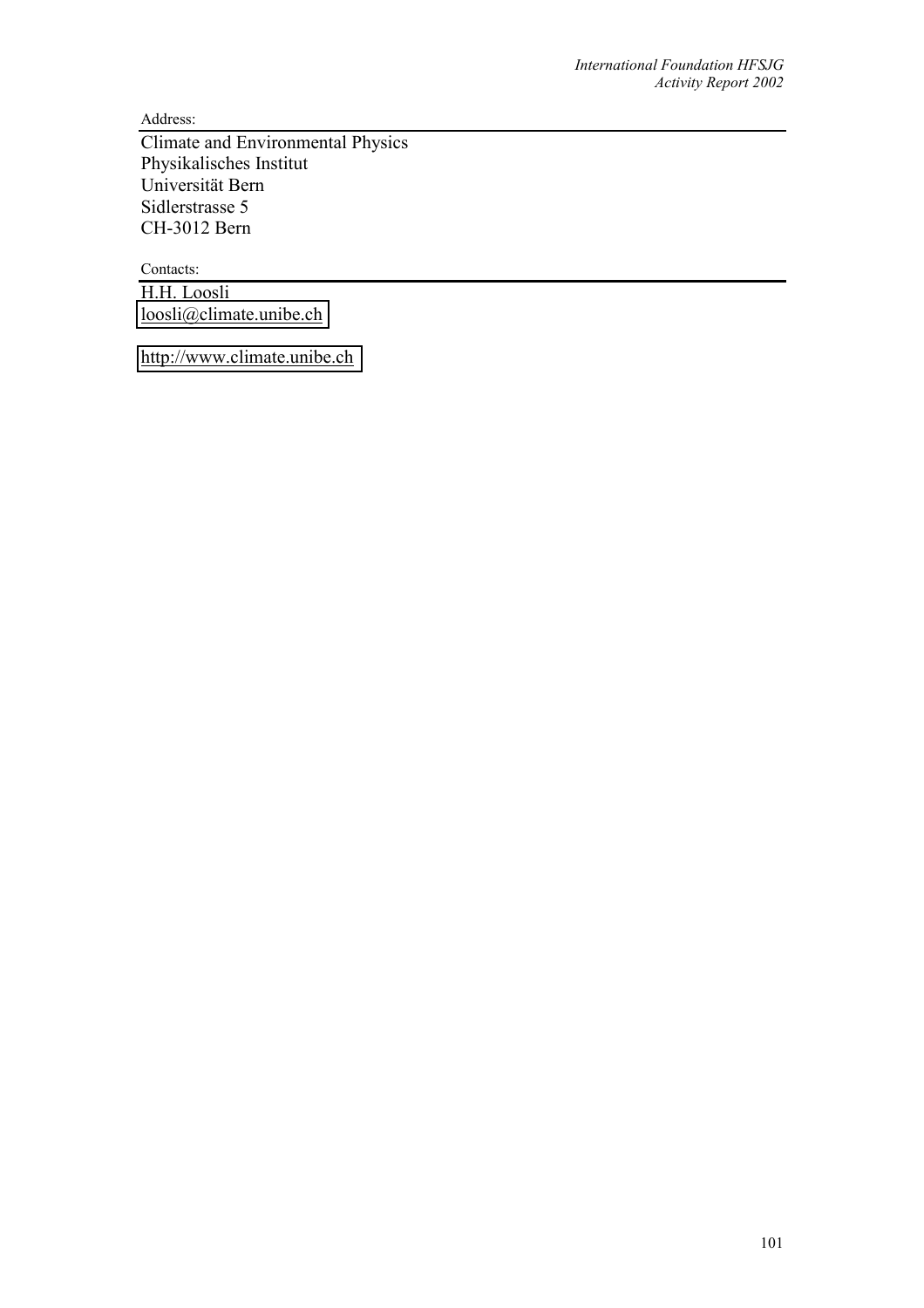Address:

Climate and Environmental Physics
Physikalisches Institut
Universität Bern
Sidlerstrasse 5
CH-3012 Bern

Contacts:

H.H. Loosli
loosli@climate.unibe.ch

http://www.climate.unibe.ch